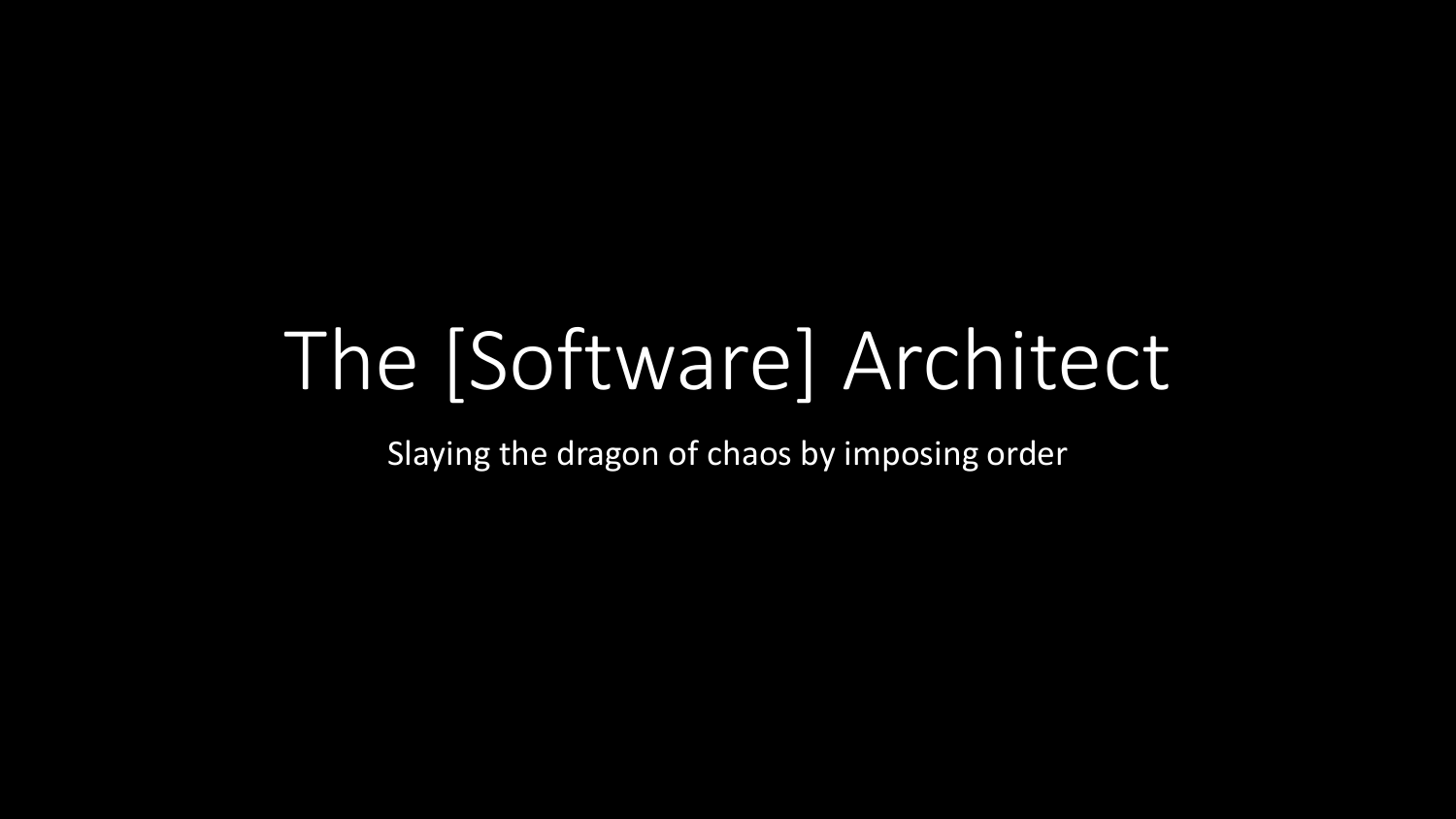# The [Software] Architect

Slaying the dragon of chaos by imposing order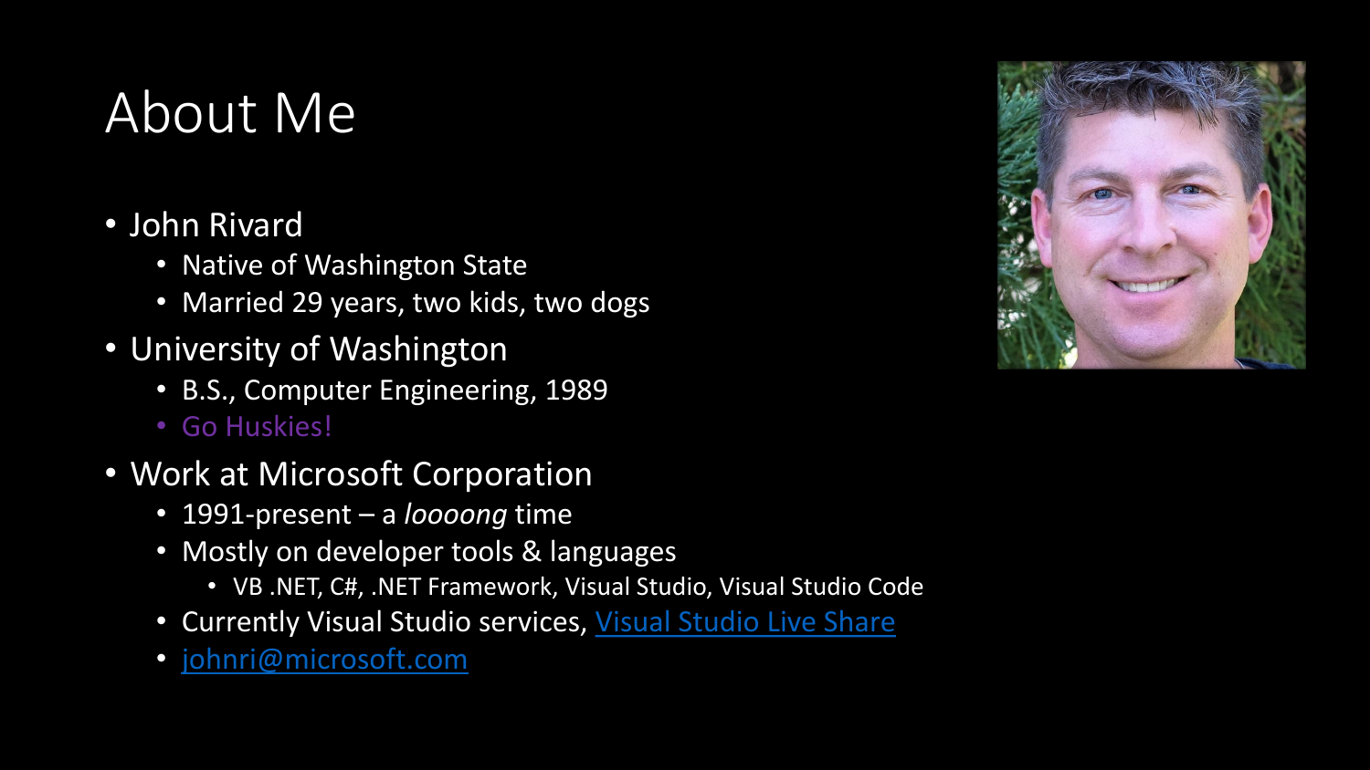# About Me

- John Rivard
  - Native of Washington State
  - Married 29 years, two kids, two dogs
- University of Washington
  - B.S., Computer Engineering, 1989
  - Go Huskies!
- Work at Microsoft Corporation
  - 1991-present – a *loooong* time
  - Mostly on developer tools & languages
    - VB .NET, C#, .NET Framework, Visual Studio, Visual Studio Code
  - Currently Visual Studio services, [Visual Studio Live Share]()
  - [johnri@microsoft.com](mailto:johnri@microsoft.com)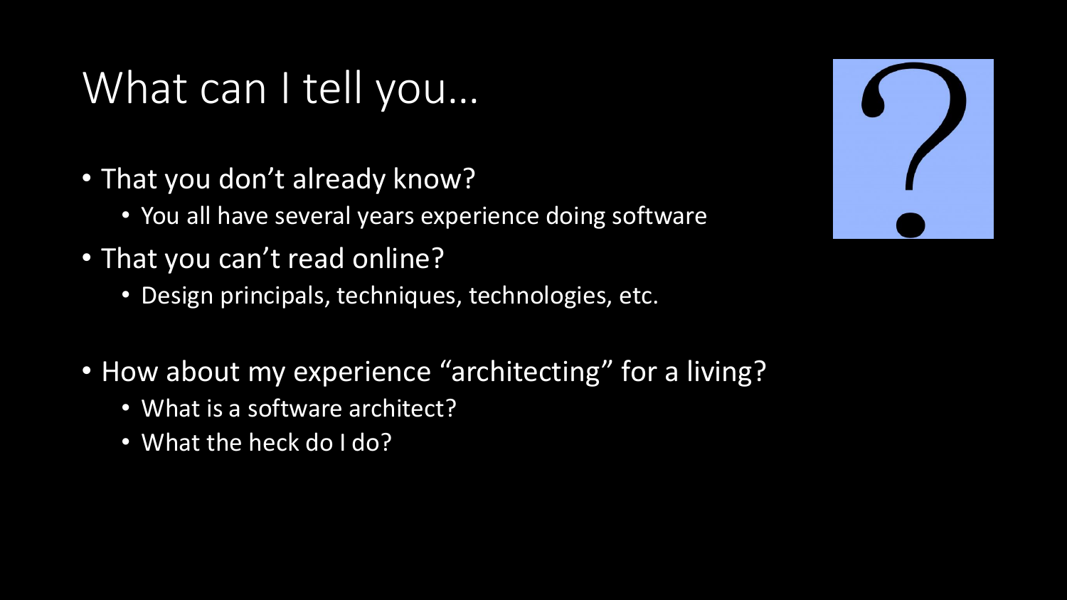# What can I tell you…

- That you don't already know?
  - You all have several years experience doing software
- That you can't read online?
  - Design principals, techniques, technologies, etc.

- How about my experience "architecting" for a living?
  - What is a software architect?
  - What the heck do I do?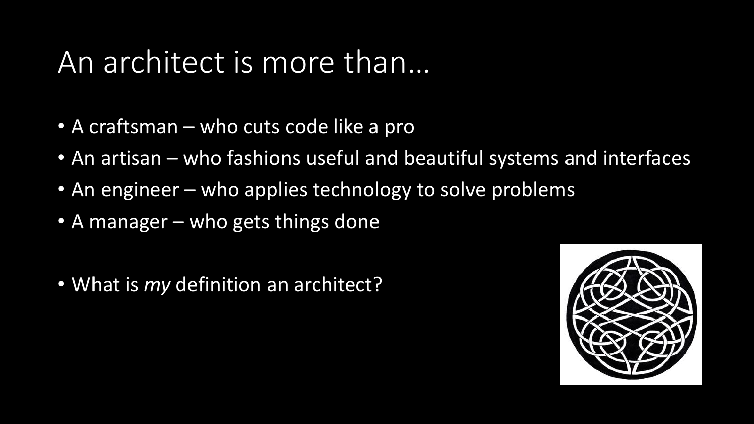# An architect is more than…

- A craftsman – who cuts code like a pro
- An artisan – who fashions useful and beautiful systems and interfaces
- An engineer – who applies technology to solve problems
- A manager – who gets things done

- What is *my* definition an architect?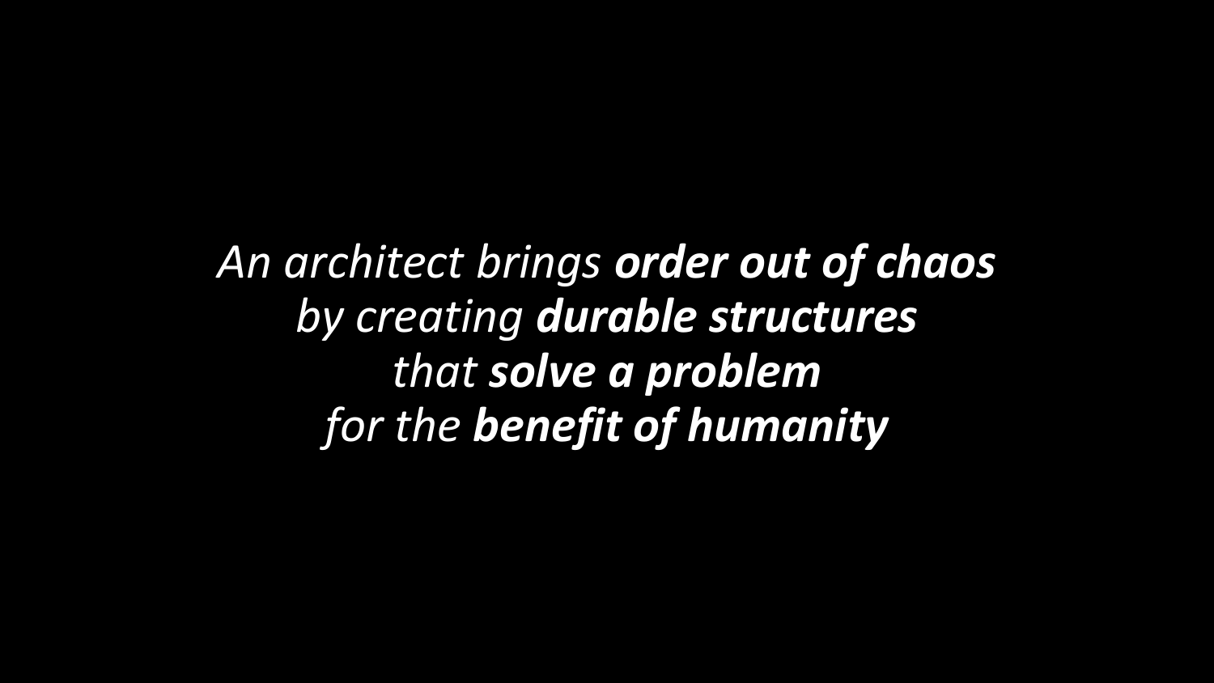*An architect brings **order out of chaos***
*by creating **durable structures***
*that **solve a problem***
*for the **benefit of humanity***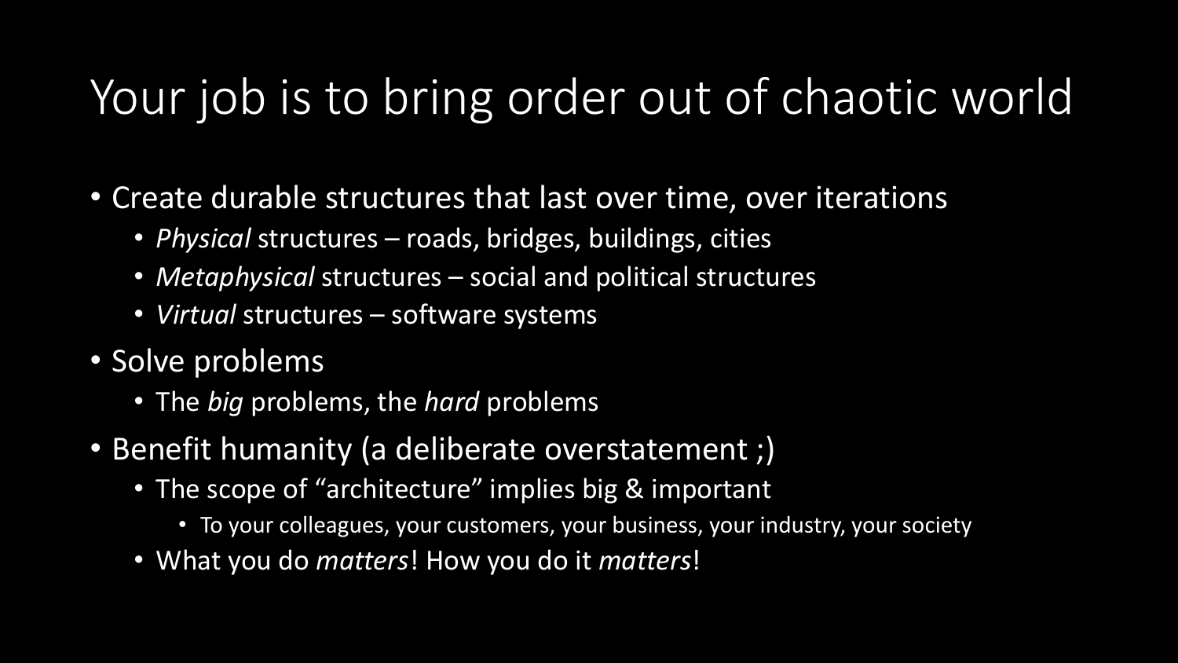# Your job is to bring order out of chaotic world

- Create durable structures that last over time, over iterations
  - *Physical* structures – roads, bridges, buildings, cities
  - *Metaphysical* structures – social and political structures
  - *Virtual* structures – software systems
- Solve problems
  - The *big* problems, the *hard* problems
- Benefit humanity (a deliberate overstatement ;)
  - The scope of “architecture” implies big & important
    - To your colleagues, your customers, your business, your industry, your society
  - What you do *matters*! How you do it *matters*!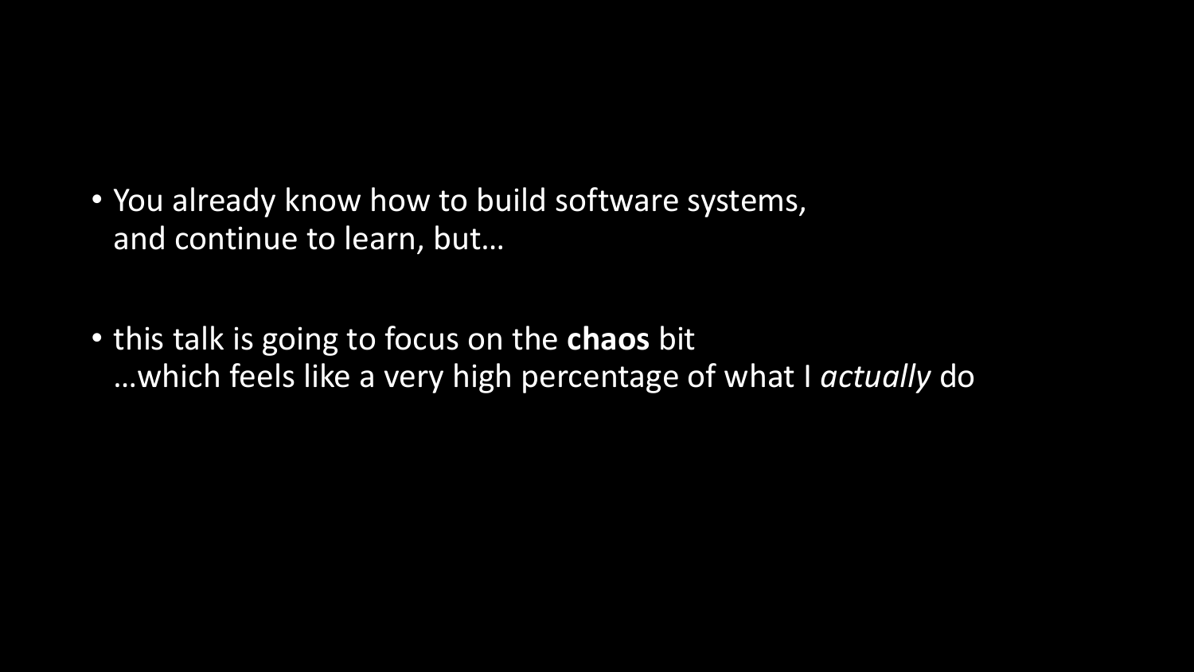- You already know how to build software systems, and continue to learn, but…
- this talk is going to focus on the **chaos** bit …which feels like a very high percentage of what I *actually* do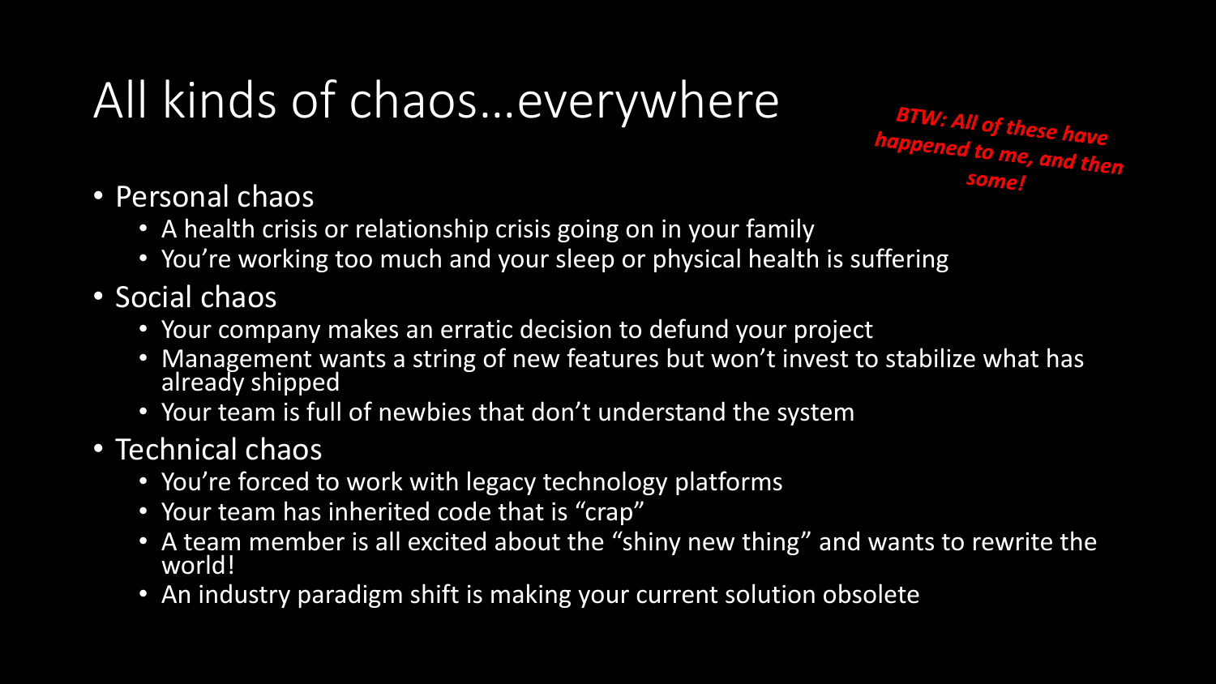# All kinds of chaos…everywhere

***BTW: All of these have happened to me, and then some!***

- Personal chaos
  - A health crisis or relationship crisis going on in your family
  - You're working too much and your sleep or physical health is suffering
- Social chaos
  - Your company makes an erratic decision to defund your project
  - Management wants a string of new features but won't invest to stabilize what has already shipped
  - Your team is full of newbies that don't understand the system
- Technical chaos
  - You're forced to work with legacy technology platforms
  - Your team has inherited code that is "crap"
  - A team member is all excited about the "shiny new thing" and wants to rewrite the world!
  - An industry paradigm shift is making your current solution obsolete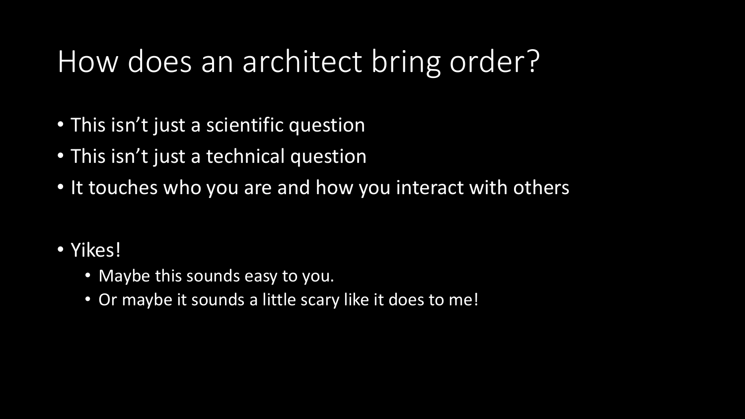# How does an architect bring order?

- This isn't just a scientific question
- This isn't just a technical question
- It touches who you are and how you interact with others

- Yikes!
  - Maybe this sounds easy to you.
  - Or maybe it sounds a little scary like it does to me!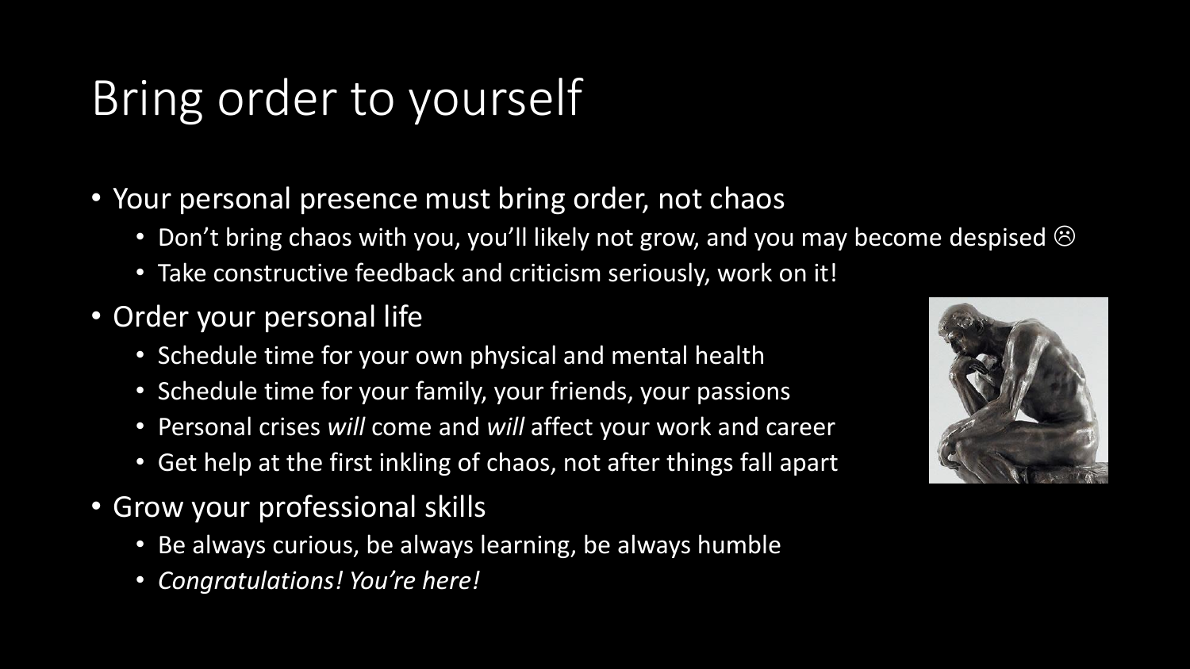# Bring order to yourself

- Your personal presence must bring order, not chaos
  - Don't bring chaos with you, you'll likely not grow, and you may become despised ☹
  - Take constructive feedback and criticism seriously, work on it!
- Order your personal life
  - Schedule time for your own physical and mental health
  - Schedule time for your family, your friends, your passions
  - Personal crises *will* come and *will* affect your work and career
  - Get help at the first inkling of chaos, not after things fall apart
- Grow your professional skills
  - Be always curious, be always learning, be always humble
  - *Congratulations! You're here!*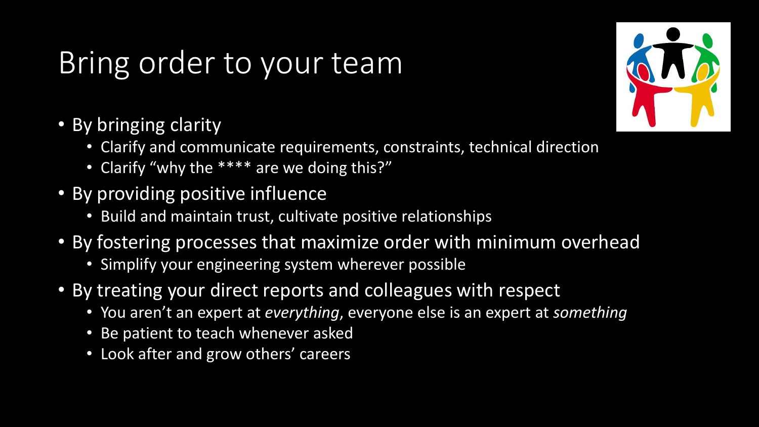# Bring order to your team

- By bringing clarity
  - Clarify and communicate requirements, constraints, technical direction
  - Clarify "why the **** are we doing this?"
- By providing positive influence
  - Build and maintain trust, cultivate positive relationships
- By fostering processes that maximize order with minimum overhead
  - Simplify your engineering system wherever possible
- By treating your direct reports and colleagues with respect
  - You aren't an expert at *everything*, everyone else is an expert at *something*
  - Be patient to teach whenever asked
  - Look after and grow others' careers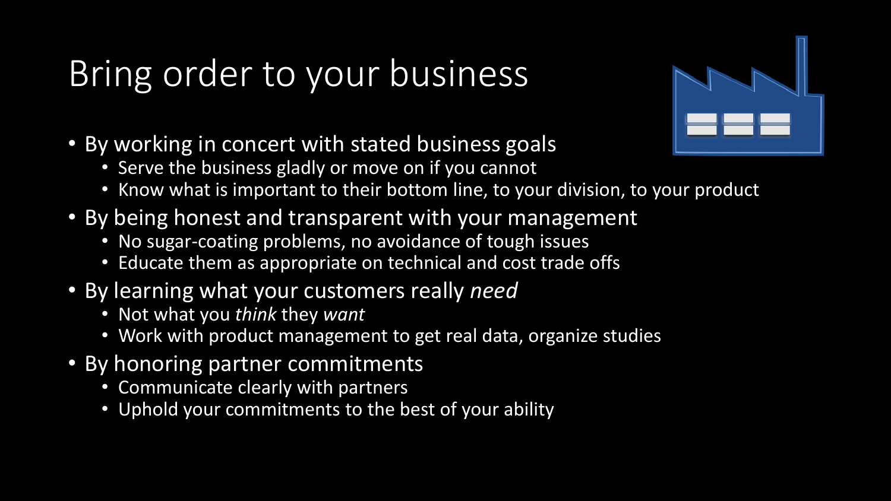# Bring order to your business

- By working in concert with stated business goals
  - Serve the business gladly or move on if you cannot
  - Know what is important to their bottom line, to your division, to your product
- By being honest and transparent with your management
  - No sugar-coating problems, no avoidance of tough issues
  - Educate them as appropriate on technical and cost trade offs
- By learning what your customers really *need*
  - Not what you *think* they *want*
  - Work with product management to get real data, organize studies
- By honoring partner commitments
  - Communicate clearly with partners
  - Uphold your commitments to the best of your ability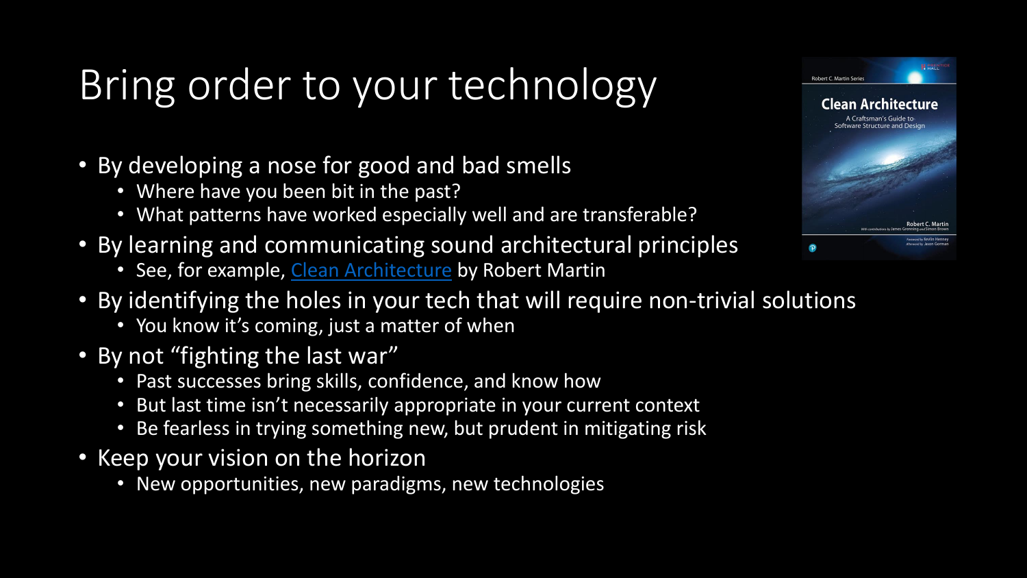# Bring order to your technology

- By developing a nose for good and bad smells
  - Where have you been bit in the past?
  - What patterns have worked especially well and are transferable?
- By learning and communicating sound architectural principles
  - See, for example, Clean Architecture by Robert Martin
- By identifying the holes in your tech that will require non-trivial solutions
  - You know it's coming, just a matter of when
- By not "fighting the last war"
  - Past successes bring skills, confidence, and know how
  - But last time isn't necessarily appropriate in your current context
  - Be fearless in trying something new, but prudent in mitigating risk
- Keep your vision on the horizon
  - New opportunities, new paradigms, new technologies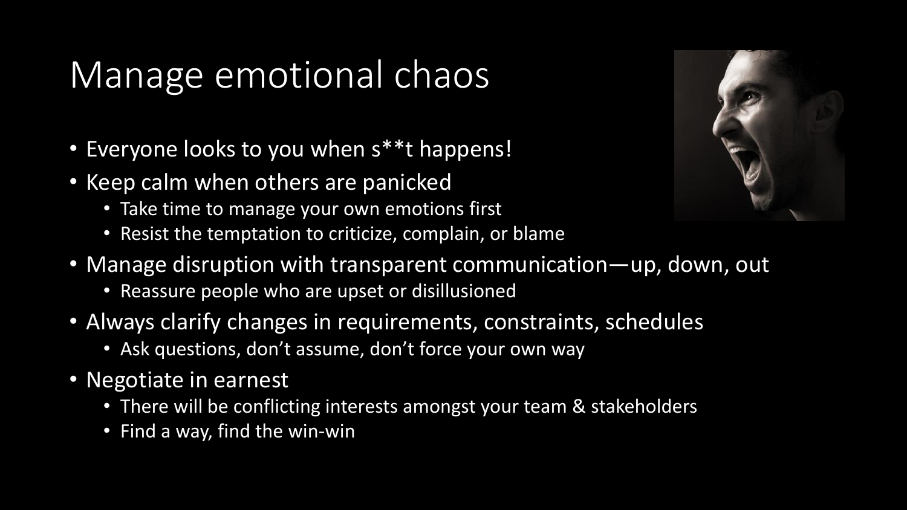# Manage emotional chaos

- Everyone looks to you when s**t happens!
- Keep calm when others are panicked
  - Take time to manage your own emotions first
  - Resist the temptation to criticize, complain, or blame
- Manage disruption with transparent communication—up, down, out
  - Reassure people who are upset or disillusioned
- Always clarify changes in requirements, constraints, schedules
  - Ask questions, don't assume, don't force your own way
- Negotiate in earnest
  - There will be conflicting interests amongst your team & stakeholders
  - Find a way, find the win-win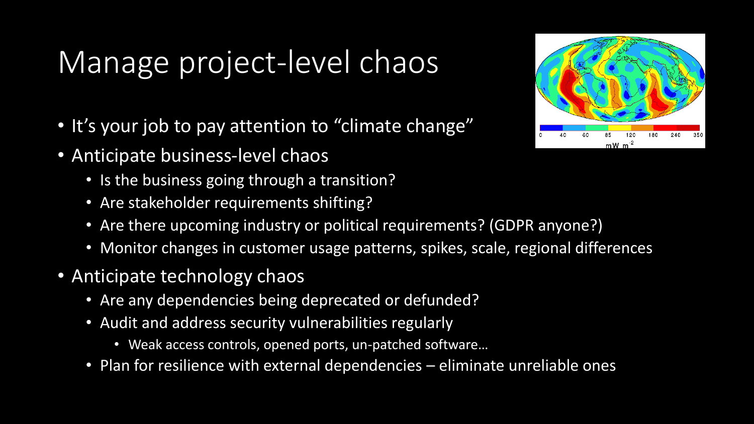# Manage project-level chaos

- It's your job to pay attention to "climate change"
- Anticipate business-level chaos
  - Is the business going through a transition?
  - Are stakeholder requirements shifting?
  - Are there upcoming industry or political requirements? (GDPR anyone?)
  - Monitor changes in customer usage patterns, spikes, scale, regional differences
- Anticipate technology chaos
  - Are any dependencies being deprecated or defunded?
  - Audit and address security vulnerabilities regularly
    - Weak access controls, opened ports, un-patched software…
  - Plan for resilience with external dependencies – eliminate unreliable ones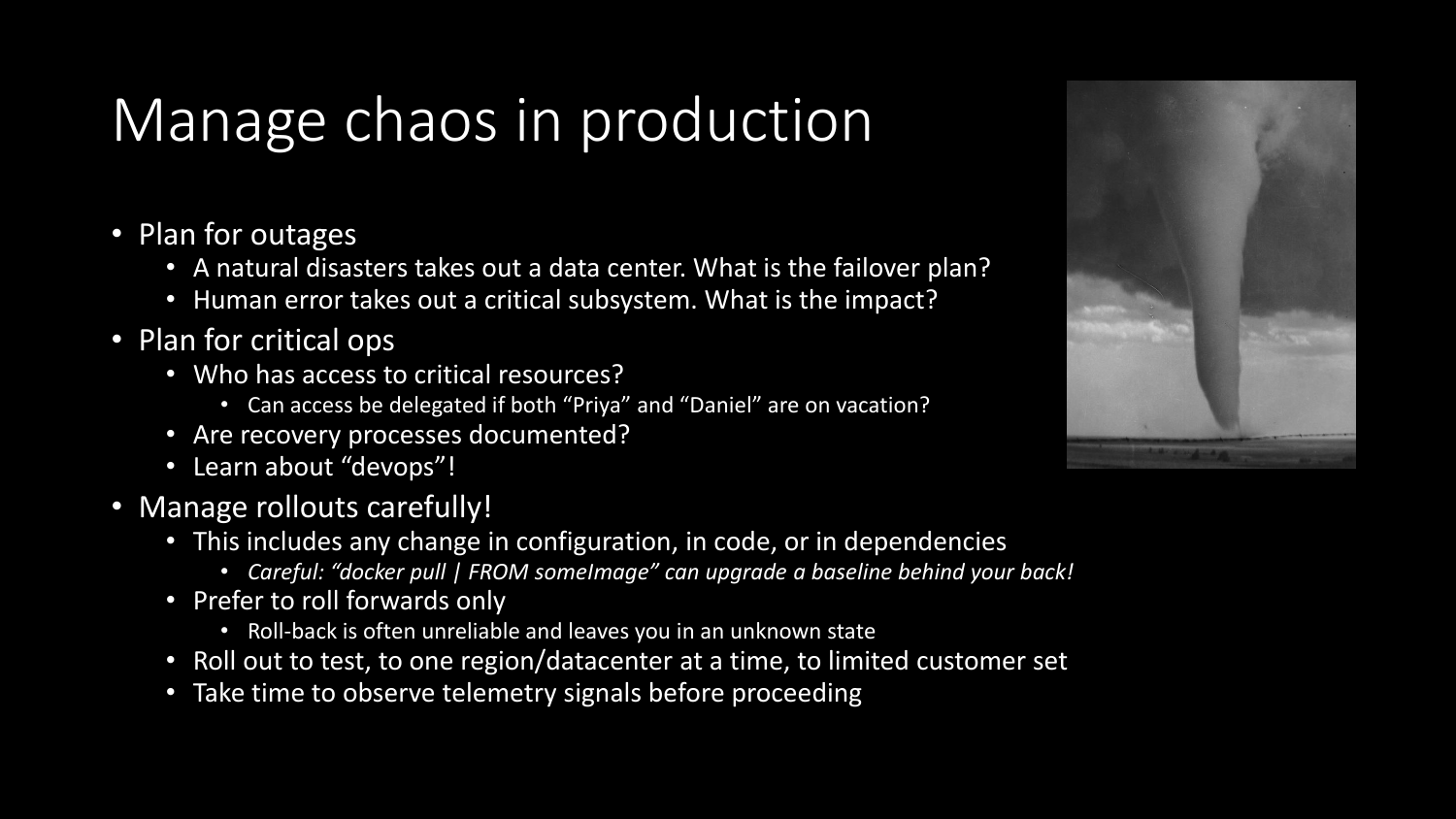# Manage chaos in production

- Plan for outages
  - A natural disasters takes out a data center. What is the failover plan?
  - Human error takes out a critical subsystem. What is the impact?
- Plan for critical ops
  - Who has access to critical resources?
    - Can access be delegated if both “Priya” and “Daniel” are on vacation?
  - Are recovery processes documented?
  - Learn about “devops”!
- Manage rollouts carefully!
  - This includes any change in configuration, in code, or in dependencies
    - *Careful: “docker pull | FROM someImage” can upgrade a baseline behind your back!*
  - Prefer to roll forwards only
    - Roll-back is often unreliable and leaves you in an unknown state
  - Roll out to test, to one region/datacenter at a time, to limited customer set
  - Take time to observe telemetry signals before proceeding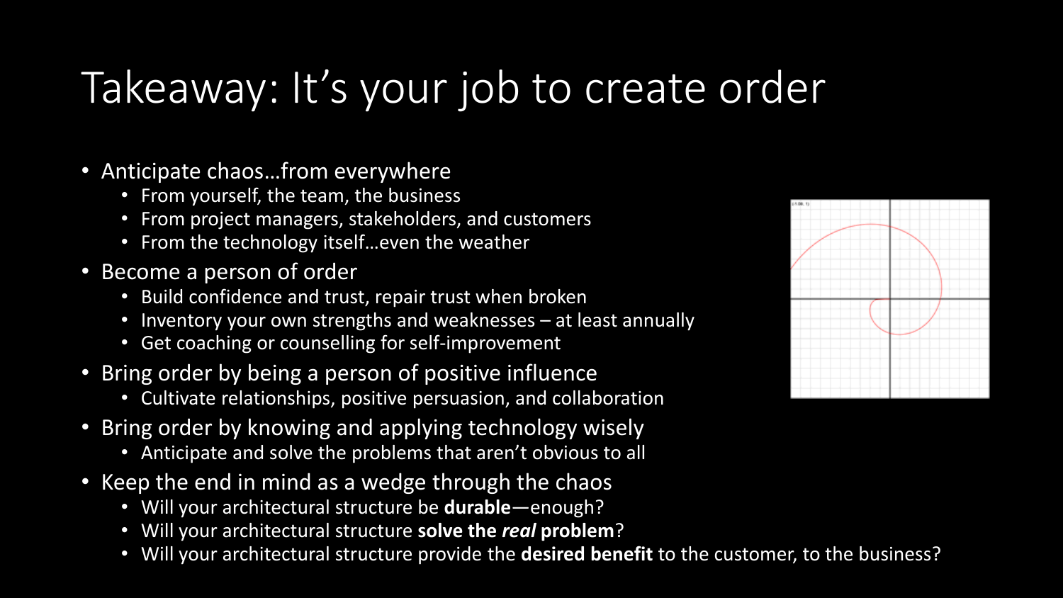# Takeaway: It's your job to create order

- Anticipate chaos…from everywhere
  - From yourself, the team, the business
  - From project managers, stakeholders, and customers
  - From the technology itself…even the weather
- Become a person of order
  - Build confidence and trust, repair trust when broken
  - Inventory your own strengths and weaknesses – at least annually
  - Get coaching or counselling for self-improvement
- Bring order by being a person of positive influence
  - Cultivate relationships, positive persuasion, and collaboration
- Bring order by knowing and applying technology wisely
  - Anticipate and solve the problems that aren't obvious to all
- Keep the end in mind as a wedge through the chaos
  - Will your architectural structure be **durable**—enough?
  - Will your architectural structure **solve the *real* problem**?
  - Will your architectural structure provide the **desired benefit** to the customer, to the business?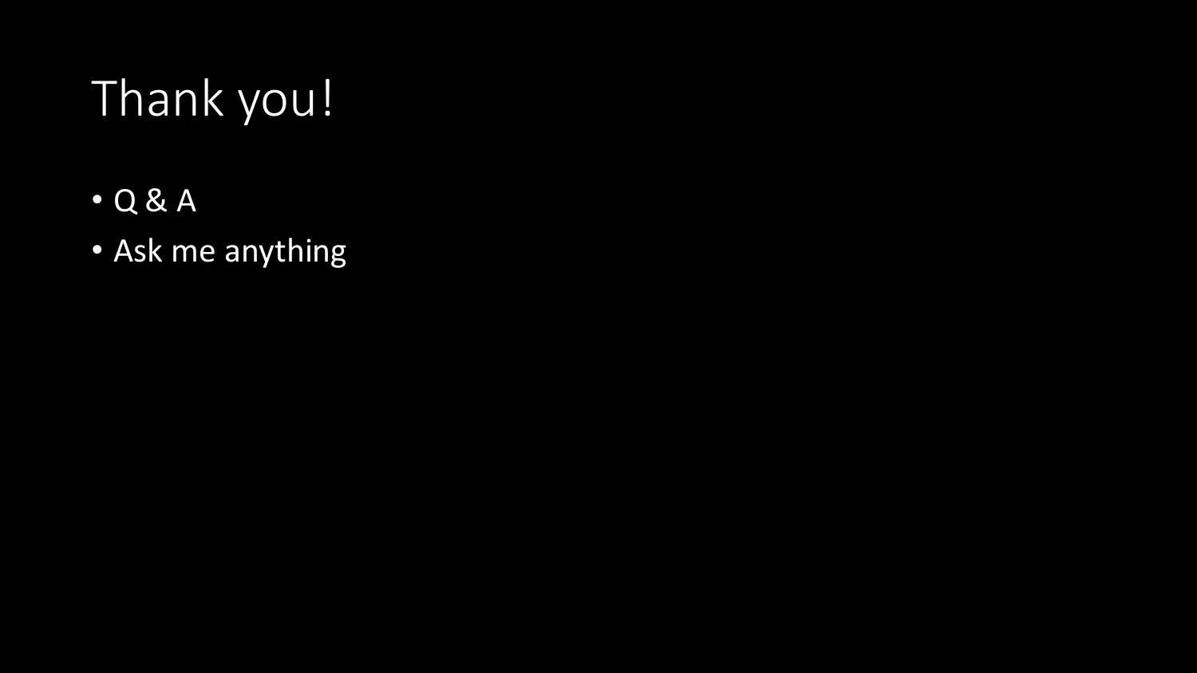# Thank you!

- Q & A
- Ask me anything